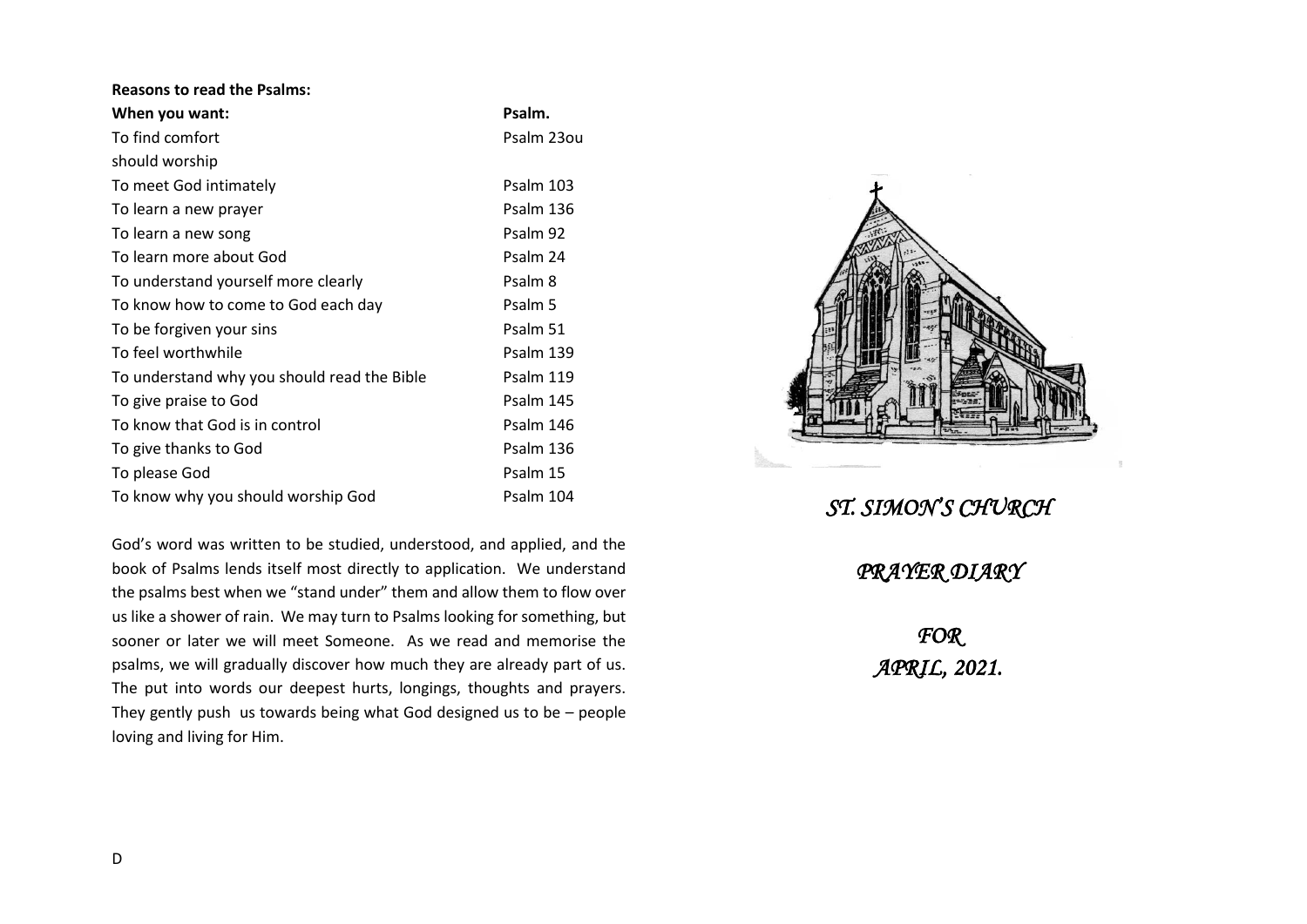**Reasons to read the Psalms:**

| When you want: | Psalm. |
|---|---|
| To find comfort | Psalm 23ou |
| should worship | |
| To meet God intimately | Psalm 103 |
| To learn a new prayer | Psalm 136 |
| To learn a new song | Psalm 92 |
| To learn more about God | Psalm 24 |
| To understand yourself more clearly | Psalm 8 |
| To know how to come to God each day | Psalm 5 |
| To be forgiven your sins | Psalm 51 |
| To feel worthwhile | Psalm 139 |
| To understand why you should read the Bible | Psalm 119 |
| To give praise to God | Psalm 145 |
| To know that God is in control | Psalm 146 |
| To give thanks to God | Psalm 136 |
| To please God | Psalm 15 |
| To know why you should worship God | Psalm 104 |

God's word was written to be studied, understood, and applied, and the book of Psalms lends itself most directly to application. We understand the psalms best when we "stand under" them and allow them to flow over us like a shower of rain. We may turn to Psalms looking for something, but sooner or later we will meet Someone. As we read and memorise the psalms, we will gradually discover how much they are already part of us. The put into words our deepest hurts, longings, thoughts and prayers. They gently push us towards being what God designed us to be – people loving and living for Him.

D

*ST. SIMON'S CHURCH*

*PRAYER DIARY*

*FOR*
*APRIL, 2021.*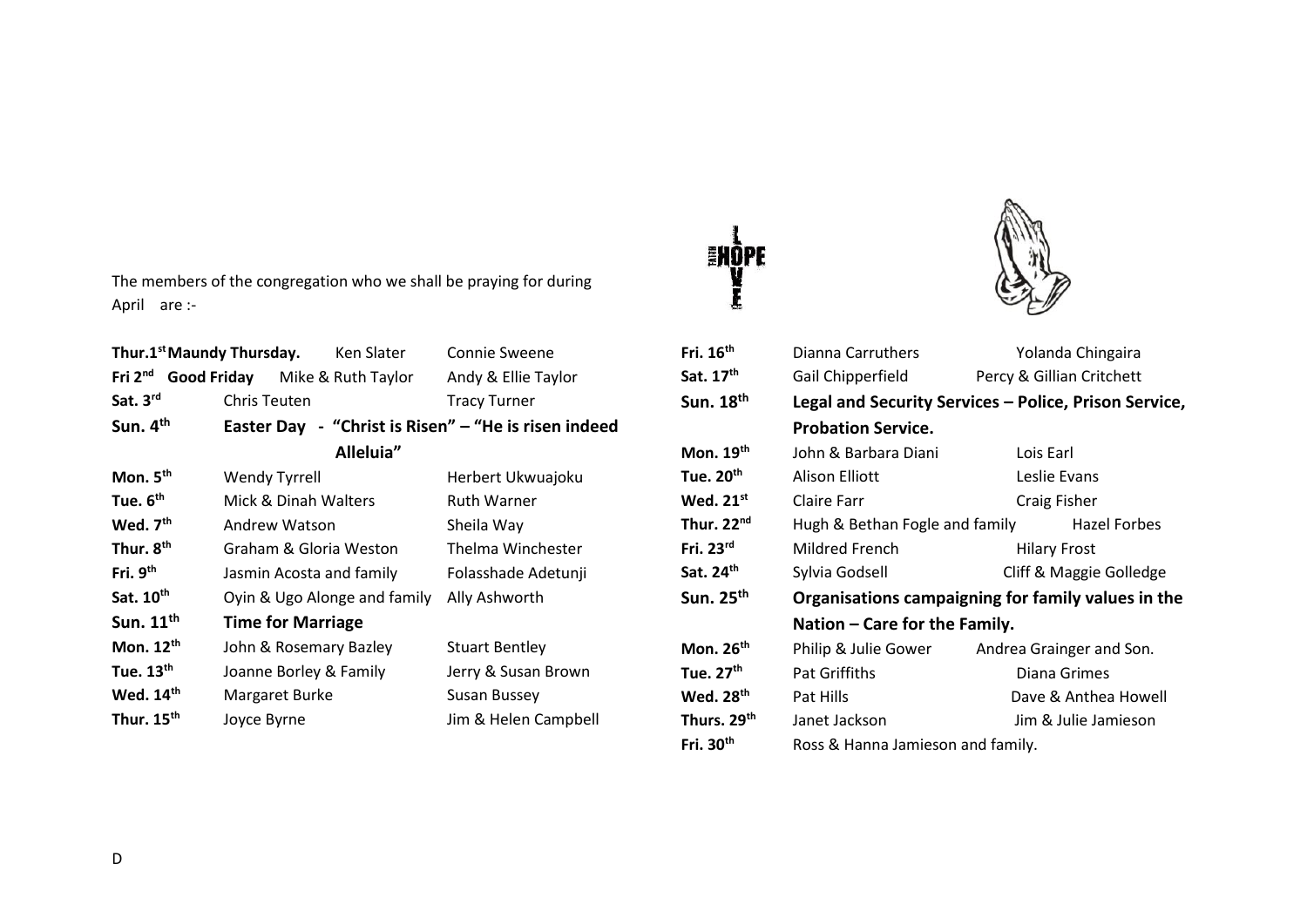The members of the congregation who we shall be praying for during April are :-

| | | |
|---|---|---|
| **Thur.1st Maundy Thursday.** | Ken Slater | Connie Sweene |
| **Fri 2nd Good Friday** | Mike & Ruth Taylor | Andy & Ellie Taylor |
| **Sat. 3rd** | Chris Teuten | Tracy Turner |
| **Sun. 4th** | **Easter Day - "Christ is Risen" – "He is risen indeed Alleluia"** | |
| **Mon. 5th** | Wendy Tyrrell | Herbert Ukwuajoku |
| **Tue. 6th** | Mick & Dinah Walters | Ruth Warner |
| **Wed. 7th** | Andrew Watson | Sheila Way |
| **Thur. 8th** | Graham & Gloria Weston | Thelma Winchester |
| **Fri. 9th** | Jasmin Acosta and family | Folasshade Adetunji |
| **Sat. 10th** | Oyin & Ugo Alonge and family | Ally Ashworth |
| **Sun. 11th** | **Time for Marriage** | |
| **Mon. 12th** | John & Rosemary Bazley | Stuart Bentley |
| **Tue. 13th** | Joanne Borley & Family | Jerry & Susan Brown |
| **Wed. 14th** | Margaret Burke | Susan Bussey |
| **Thur. 15th** | Joyce Byrne | Jim & Helen Campbell |
| **Fri. 16th** | Dianna Carruthers | Yolanda Chingaira |
| **Sat. 17th** | Gail Chipperfield | Percy & Gillian Critchett |
| **Sun. 18th** | **Legal and Security Services – Police, Prison Service, Probation Service.** | |
| **Mon. 19th** | John & Barbara Diani | Lois Earl |
| **Tue. 20th** | Alison Elliott | Leslie Evans |
| **Wed. 21st** | Claire Farr | Craig Fisher |
| **Thur. 22nd** | Hugh & Bethan Fogle and family | Hazel Forbes |
| **Fri. 23rd** | Mildred French | Hilary Frost |
| **Sat. 24th** | Sylvia Godsell | Cliff & Maggie Golledge |
| **Sun. 25th** | **Organisations campaigning for family values in the Nation – Care for the Family.** | |
| **Mon. 26th** | Philip & Julie Gower | Andrea Grainger and Son. |
| **Tue. 27th** | Pat Griffiths | Diana Grimes |
| **Wed. 28th** | Pat Hills | Dave & Anthea Howell |
| **Thurs. 29th** | Janet Jackson | Jim & Julie Jamieson |
| **Fri. 30th** | Ross & Hanna Jamieson and family. | |

D